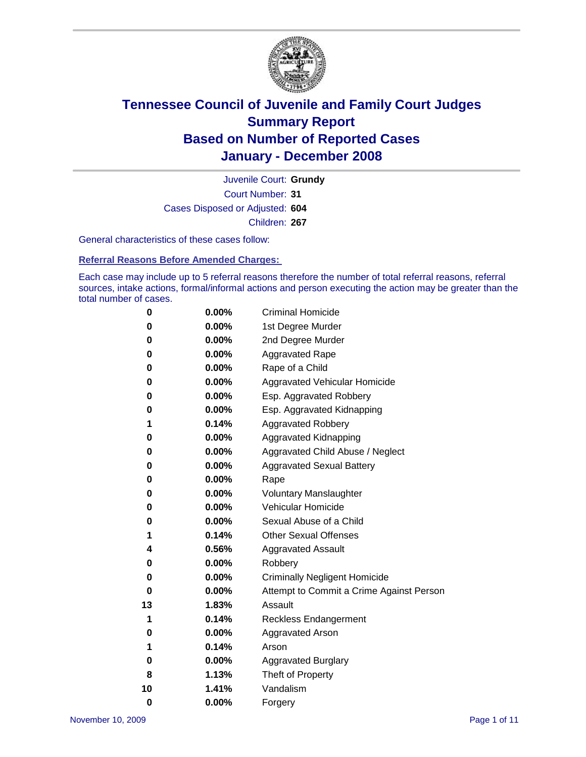# Tennessee Council of Juvenile and Family Court Judges
## Summary Report
## Based on Number of Reported Cases
## January - December 2008

Juvenile Court: **Grundy**

Court Number: **31**

Cases Disposed or Adjusted: **604**

Children: **267**

General characteristics of these cases follow:

### Referral Reasons Before Amended Charges:

Each case may include up to 5 referral reasons therefore the number of total referral reasons, referral sources, intake actions, formal/informal actions and person executing the action may be greater than the total number of cases.

| Count | Percent | Referral Reason |
|---|---|---|
| 0 | 0.00% | Criminal Homicide |
| 0 | 0.00% | 1st Degree Murder |
| 0 | 0.00% | 2nd Degree Murder |
| 0 | 0.00% | Aggravated Rape |
| 0 | 0.00% | Rape of a Child |
| 0 | 0.00% | Aggravated Vehicular Homicide |
| 0 | 0.00% | Esp. Aggravated Robbery |
| 0 | 0.00% | Esp. Aggravated Kidnapping |
| 1 | 0.14% | Aggravated Robbery |
| 0 | 0.00% | Aggravated Kidnapping |
| 0 | 0.00% | Aggravated Child Abuse / Neglect |
| 0 | 0.00% | Aggravated Sexual Battery |
| 0 | 0.00% | Rape |
| 0 | 0.00% | Voluntary Manslaughter |
| 0 | 0.00% | Vehicular Homicide |
| 0 | 0.00% | Sexual Abuse of a Child |
| 1 | 0.14% | Other Sexual Offenses |
| 4 | 0.56% | Aggravated Assault |
| 0 | 0.00% | Robbery |
| 0 | 0.00% | Criminally Negligent Homicide |
| 0 | 0.00% | Attempt to Commit a Crime Against Person |
| 13 | 1.83% | Assault |
| 1 | 0.14% | Reckless Endangerment |
| 0 | 0.00% | Aggravated Arson |
| 1 | 0.14% | Arson |
| 0 | 0.00% | Aggravated Burglary |
| 8 | 1.13% | Theft of Property |
| 10 | 1.41% | Vandalism |
| 0 | 0.00% | Forgery |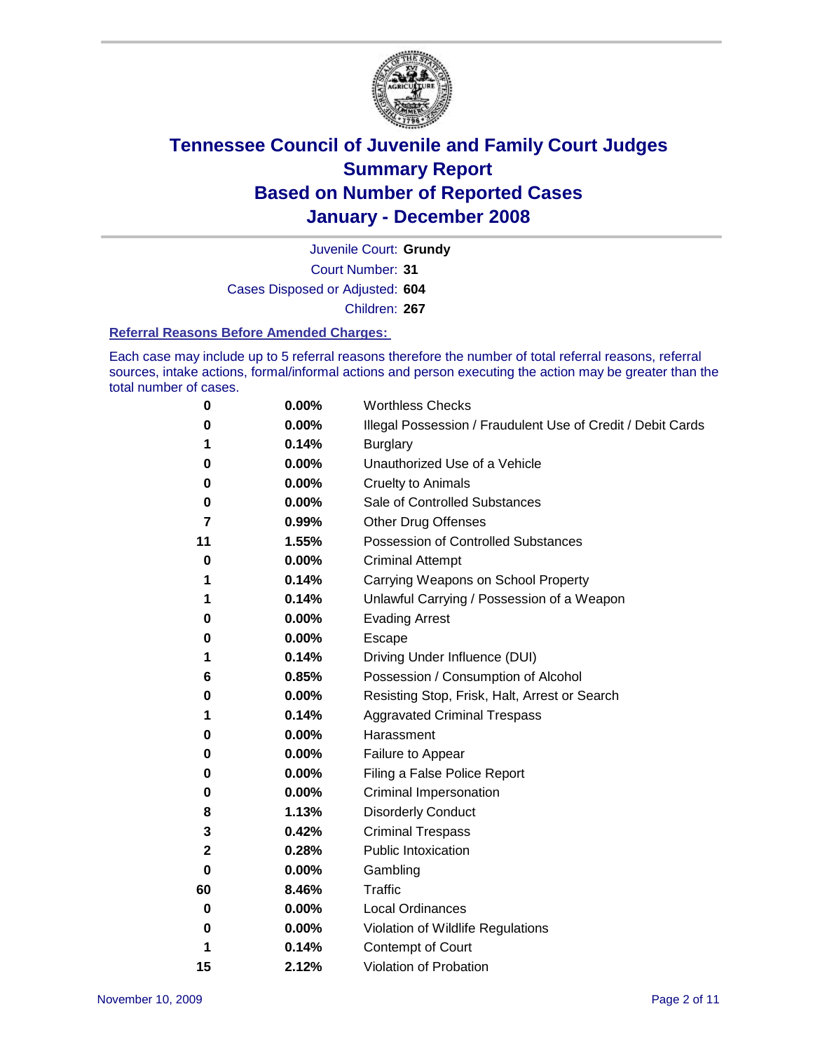# Tennessee Council of Juvenile and Family Court Judges
# Summary Report
# Based on Number of Reported Cases
# January - December 2008

Juvenile Court: **Grundy**

Court Number: **31**

Cases Disposed or Adjusted: **604**

Children: **267**

### Referral Reasons Before Amended Charges:

Each case may include up to 5 referral reasons therefore the number of total referral reasons, referral sources, intake actions, formal/informal actions and person executing the action may be greater than the total number of cases.

| | | |
|---|---|---|
| 0 | 0.00% | Worthless Checks |
| 0 | 0.00% | Illegal Possession / Fraudulent Use of Credit / Debit Cards |
| 1 | 0.14% | Burglary |
| 0 | 0.00% | Unauthorized Use of a Vehicle |
| 0 | 0.00% | Cruelty to Animals |
| 0 | 0.00% | Sale of Controlled Substances |
| 7 | 0.99% | Other Drug Offenses |
| 11 | 1.55% | Possession of Controlled Substances |
| 0 | 0.00% | Criminal Attempt |
| 1 | 0.14% | Carrying Weapons on School Property |
| 1 | 0.14% | Unlawful Carrying / Possession of a Weapon |
| 0 | 0.00% | Evading Arrest |
| 0 | 0.00% | Escape |
| 1 | 0.14% | Driving Under Influence (DUI) |
| 6 | 0.85% | Possession / Consumption of Alcohol |
| 0 | 0.00% | Resisting Stop, Frisk, Halt, Arrest or Search |
| 1 | 0.14% | Aggravated Criminal Trespass |
| 0 | 0.00% | Harassment |
| 0 | 0.00% | Failure to Appear |
| 0 | 0.00% | Filing a False Police Report |
| 0 | 0.00% | Criminal Impersonation |
| 8 | 1.13% | Disorderly Conduct |
| 3 | 0.42% | Criminal Trespass |
| 2 | 0.28% | Public Intoxication |
| 0 | 0.00% | Gambling |
| 60 | 8.46% | Traffic |
| 0 | 0.00% | Local Ordinances |
| 0 | 0.00% | Violation of Wildlife Regulations |
| 1 | 0.14% | Contempt of Court |
| 15 | 2.12% | Violation of Probation |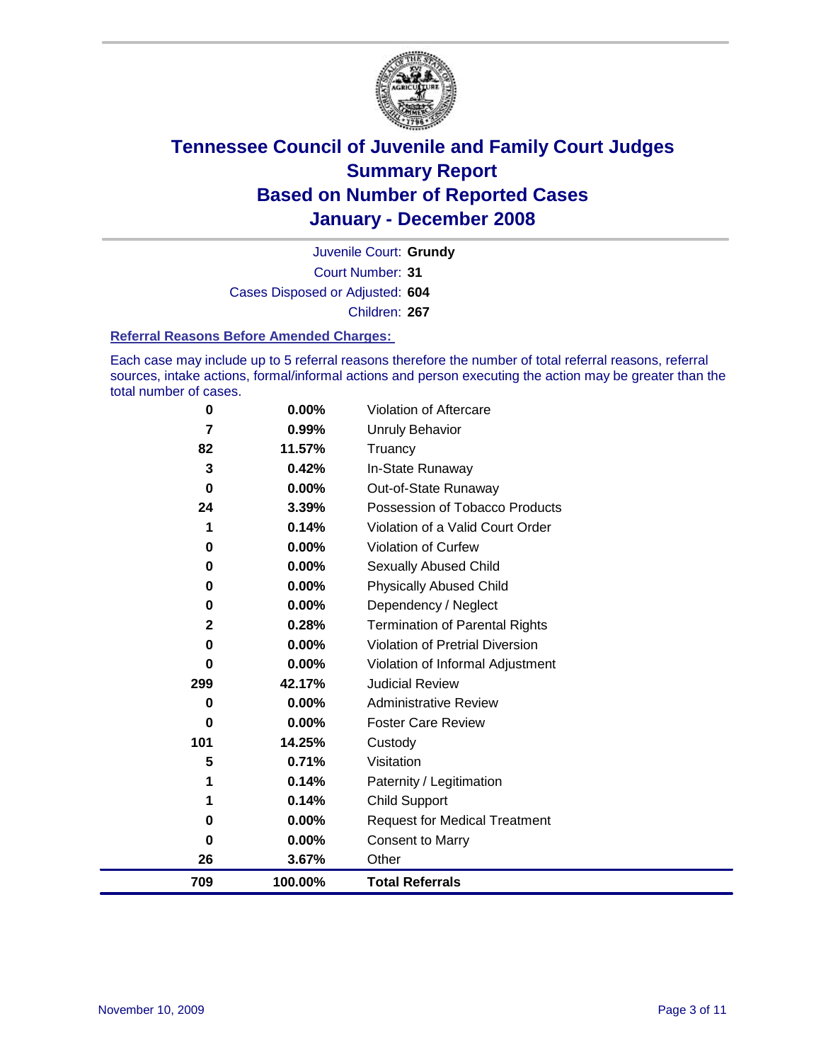# Tennessee Council of Juvenile and Family Court Judges
## Summary Report
## Based on Number of Reported Cases
## January - December 2008

Juvenile Court: **Grundy**

Court Number: **31**

Cases Disposed or Adjusted: **604**

Children: **267**

### Referral Reasons Before Amended Charges:

Each case may include up to 5 referral reasons therefore the number of total referral reasons, referral sources, intake actions, formal/informal actions and person executing the action may be greater than the total number of cases.

| Count | Percent | Referral Reason |
|---|---|---|
| 0 | 0.00% | Violation of Aftercare |
| 7 | 0.99% | Unruly Behavior |
| 82 | 11.57% | Truancy |
| 3 | 0.42% | In-State Runaway |
| 0 | 0.00% | Out-of-State Runaway |
| 24 | 3.39% | Possession of Tobacco Products |
| 1 | 0.14% | Violation of a Valid Court Order |
| 0 | 0.00% | Violation of Curfew |
| 0 | 0.00% | Sexually Abused Child |
| 0 | 0.00% | Physically Abused Child |
| 0 | 0.00% | Dependency / Neglect |
| 2 | 0.28% | Termination of Parental Rights |
| 0 | 0.00% | Violation of Pretrial Diversion |
| 0 | 0.00% | Violation of Informal Adjustment |
| 299 | 42.17% | Judicial Review |
| 0 | 0.00% | Administrative Review |
| 0 | 0.00% | Foster Care Review |
| 101 | 14.25% | Custody |
| 5 | 0.71% | Visitation |
| 1 | 0.14% | Paternity / Legitimation |
| 1 | 0.14% | Child Support |
| 0 | 0.00% | Request for Medical Treatment |
| 0 | 0.00% | Consent to Marry |
| 26 | 3.67% | Other |
| **709** | **100.00%** | **Total Referrals** |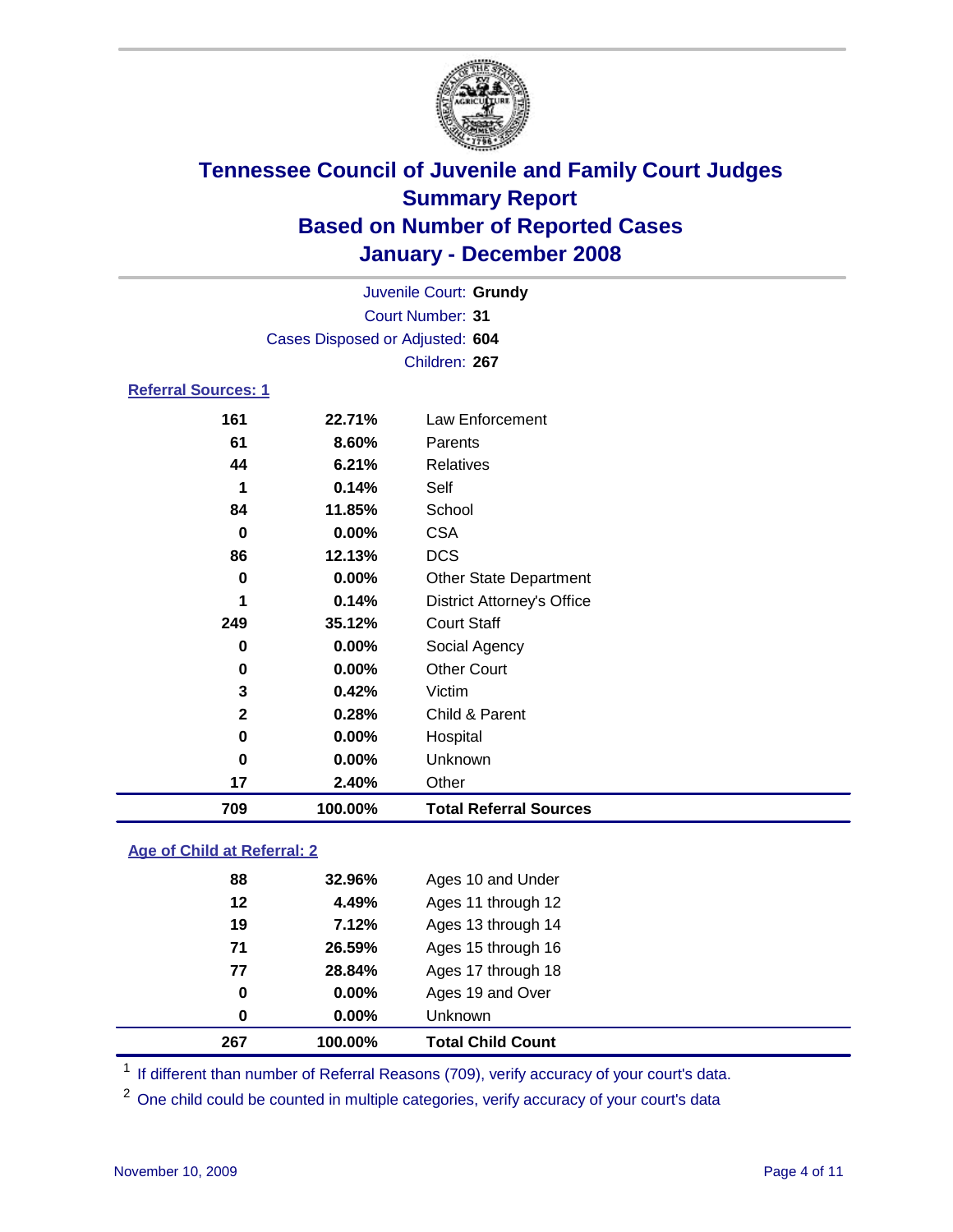# Tennessee Council of Juvenile and Family Court Judges
## Summary Report
## Based on Number of Reported Cases
## January - December 2008

Juvenile Court: **Grundy**

Court Number: **31**

Cases Disposed or Adjusted: **604**

Children: **267**

### Referral Sources: 1

| | | |
|---|---|---|
| 161 | 22.71% | Law Enforcement |
| 61 | 8.60% | Parents |
| 44 | 6.21% | Relatives |
| 1 | 0.14% | Self |
| 84 | 11.85% | School |
| 0 | 0.00% | CSA |
| 86 | 12.13% | DCS |
| 0 | 0.00% | Other State Department |
| 1 | 0.14% | District Attorney's Office |
| 249 | 35.12% | Court Staff |
| 0 | 0.00% | Social Agency |
| 0 | 0.00% | Other Court |
| 3 | 0.42% | Victim |
| 2 | 0.28% | Child & Parent |
| 0 | 0.00% | Hospital |
| 0 | 0.00% | Unknown |
| 17 | 2.40% | Other |
| **709** | **100.00%** | **Total Referral Sources** |

### Age of Child at Referral: 2

| | | |
|---|---|---|
| 88 | 32.96% | Ages 10 and Under |
| 12 | 4.49% | Ages 11 through 12 |
| 19 | 7.12% | Ages 13 through 14 |
| 71 | 26.59% | Ages 15 through 16 |
| 77 | 28.84% | Ages 17 through 18 |
| 0 | 0.00% | Ages 19 and Over |
| 0 | 0.00% | Unknown |
| **267** | **100.00%** | **Total Child Count** |

[1] If different than number of Referral Reasons (709), verify accuracy of your court's data.

[2] One child could be counted in multiple categories, verify accuracy of your court's data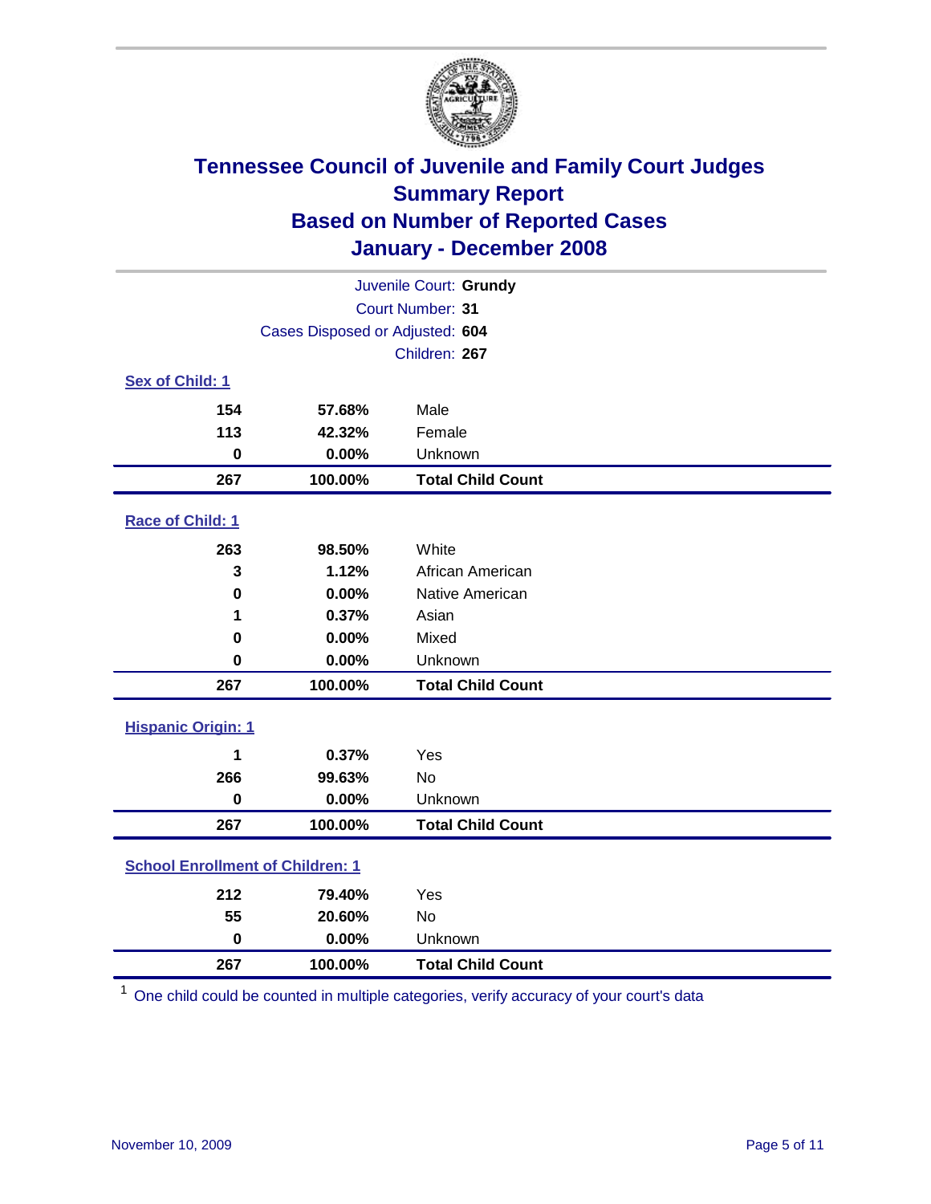# Tennessee Council of Juvenile and Family Court Judges
## Summary Report
## Based on Number of Reported Cases
## January - December 2008

Juvenile Court: **Grundy**
Court Number: **31**
Cases Disposed or Adjusted: **604**
Children: **267**

### Sex of Child: 1

| Count | Percent | Category |
|---|---|---|
| 154 | 57.68% | Male |
| 113 | 42.32% | Female |
| 0 | 0.00% | Unknown |
| **267** | **100.00%** | **Total Child Count** |

### Race of Child: 1

| Count | Percent | Category |
|---|---|---|
| 263 | 98.50% | White |
| 3 | 1.12% | African American |
| 0 | 0.00% | Native American |
| 1 | 0.37% | Asian |
| 0 | 0.00% | Mixed |
| 0 | 0.00% | Unknown |
| **267** | **100.00%** | **Total Child Count** |

### Hispanic Origin: 1

| Count | Percent | Category |
|---|---|---|
| 1 | 0.37% | Yes |
| 266 | 99.63% | No |
| 0 | 0.00% | Unknown |
| **267** | **100.00%** | **Total Child Count** |

### School Enrollment of Children: 1

| Count | Percent | Category |
|---|---|---|
| 212 | 79.40% | Yes |
| 55 | 20.60% | No |
| 0 | 0.00% | Unknown |
| **267** | **100.00%** | **Total Child Count** |

[1] One child could be counted in multiple categories, verify accuracy of your court's data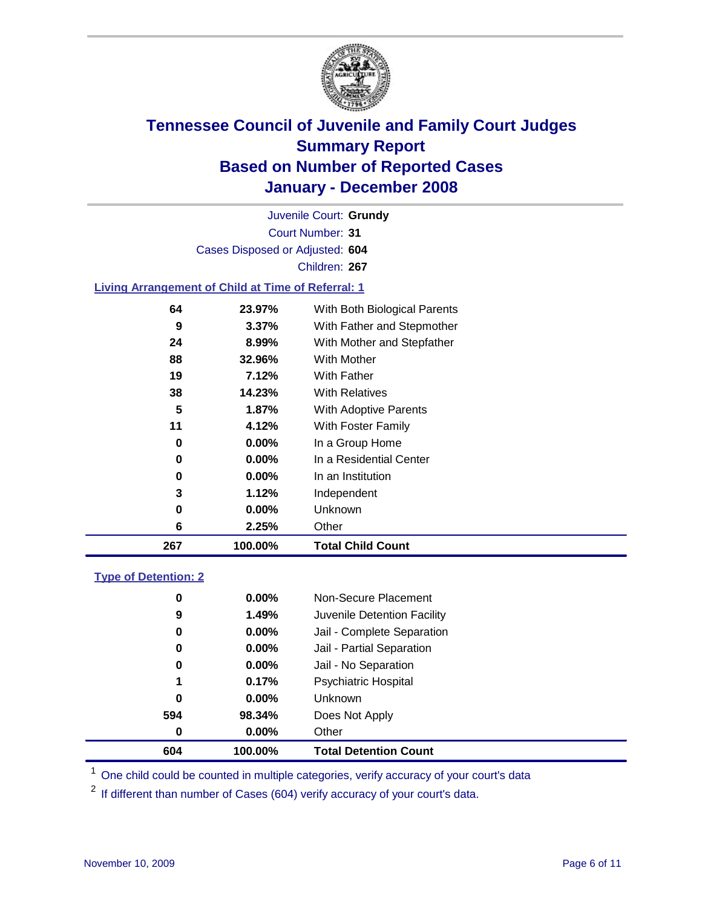# Tennessee Council of Juvenile and Family Court Judges
## Summary Report
## Based on Number of Reported Cases
## January - December 2008

Juvenile Court: **Grundy**
Court Number: **31**
Cases Disposed or Adjusted: **604**
Children: **267**

### Living Arrangement of Child at Time of Referral: 1

| Count | Percent | Category |
|---|---|---|
| 64 | 23.97% | With Both Biological Parents |
| 9 | 3.37% | With Father and Stepmother |
| 24 | 8.99% | With Mother and Stepfather |
| 88 | 32.96% | With Mother |
| 19 | 7.12% | With Father |
| 38 | 14.23% | With Relatives |
| 5 | 1.87% | With Adoptive Parents |
| 11 | 4.12% | With Foster Family |
| 0 | 0.00% | In a Group Home |
| 0 | 0.00% | In a Residential Center |
| 0 | 0.00% | In an Institution |
| 3 | 1.12% | Independent |
| 0 | 0.00% | Unknown |
| 6 | 2.25% | Other |
| **267** | **100.00%** | **Total Child Count** |

### Type of Detention: 2

| Count | Percent | Category |
|---|---|---|
| 0 | 0.00% | Non-Secure Placement |
| 9 | 1.49% | Juvenile Detention Facility |
| 0 | 0.00% | Jail - Complete Separation |
| 0 | 0.00% | Jail - Partial Separation |
| 0 | 0.00% | Jail - No Separation |
| 1 | 0.17% | Psychiatric Hospital |
| 0 | 0.00% | Unknown |
| 594 | 98.34% | Does Not Apply |
| 0 | 0.00% | Other |
| **604** | **100.00%** | **Total Detention Count** |

[1] One child could be counted in multiple categories, verify accuracy of your court's data

[2] If different than number of Cases (604) verify accuracy of your court's data.

November 10, 2009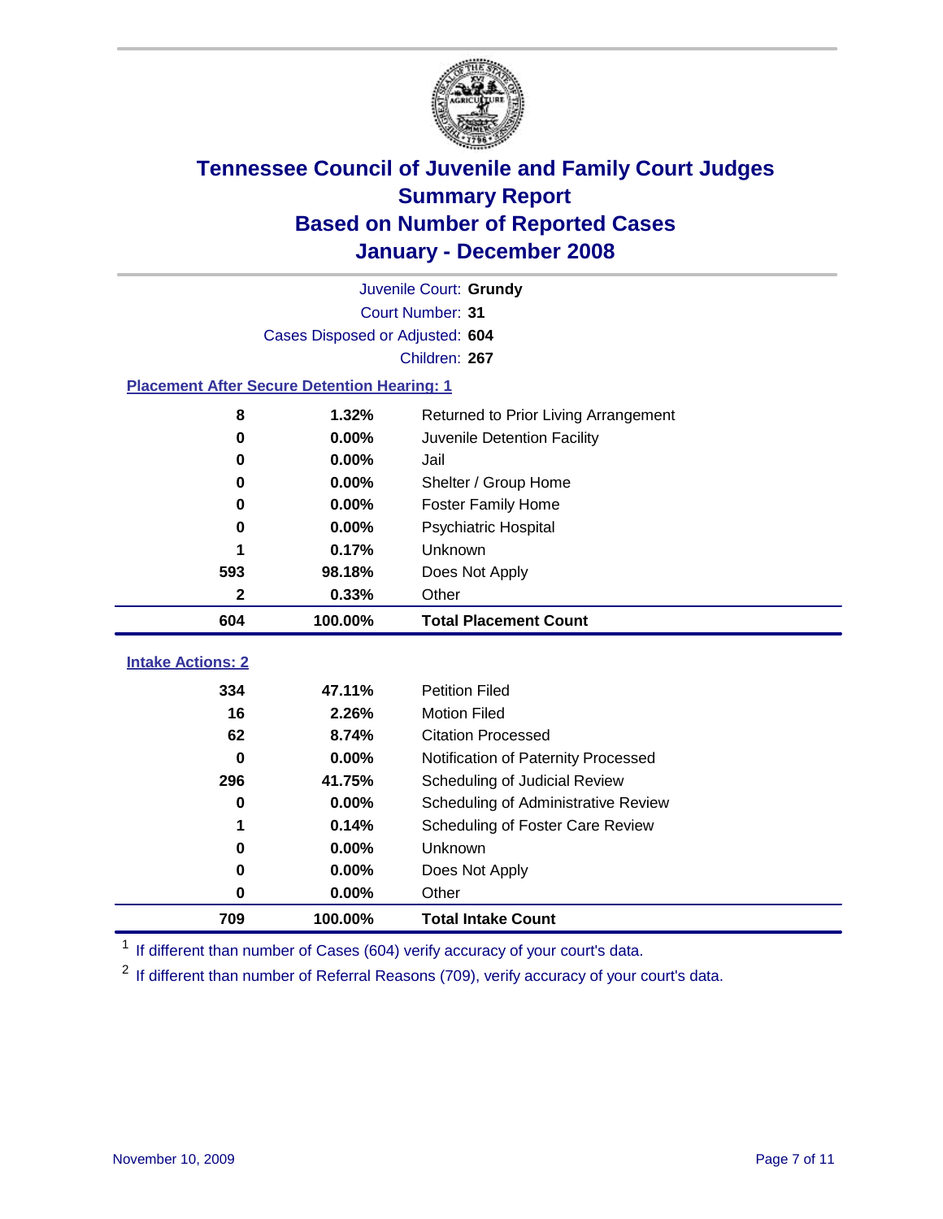# Tennessee Council of Juvenile and Family Court Judges
## Summary Report
## Based on Number of Reported Cases
## January - December 2008

Juvenile Court: **Grundy**
Court Number: **31**
Cases Disposed or Adjusted: **604**
Children: **267**

### Placement After Secure Detention Hearing: 1

| Count | Percent | Placement |
|---|---|---|
| 8 | 1.32% | Returned to Prior Living Arrangement |
| 0 | 0.00% | Juvenile Detention Facility |
| 0 | 0.00% | Jail |
| 0 | 0.00% | Shelter / Group Home |
| 0 | 0.00% | Foster Family Home |
| 0 | 0.00% | Psychiatric Hospital |
| 1 | 0.17% | Unknown |
| 593 | 98.18% | Does Not Apply |
| 2 | 0.33% | Other |
| **604** | **100.00%** | **Total Placement Count** |

### Intake Actions: 2

| Count | Percent | Intake Action |
|---|---|---|
| 334 | 47.11% | Petition Filed |
| 16 | 2.26% | Motion Filed |
| 62 | 8.74% | Citation Processed |
| 0 | 0.00% | Notification of Paternity Processed |
| 296 | 41.75% | Scheduling of Judicial Review |
| 0 | 0.00% | Scheduling of Administrative Review |
| 1 | 0.14% | Scheduling of Foster Care Review |
| 0 | 0.00% | Unknown |
| 0 | 0.00% | Does Not Apply |
| 0 | 0.00% | Other |
| **709** | **100.00%** | **Total Intake Count** |

[1] If different than number of Cases (604) verify accuracy of your court's data.

[2] If different than number of Referral Reasons (709), verify accuracy of your court's data.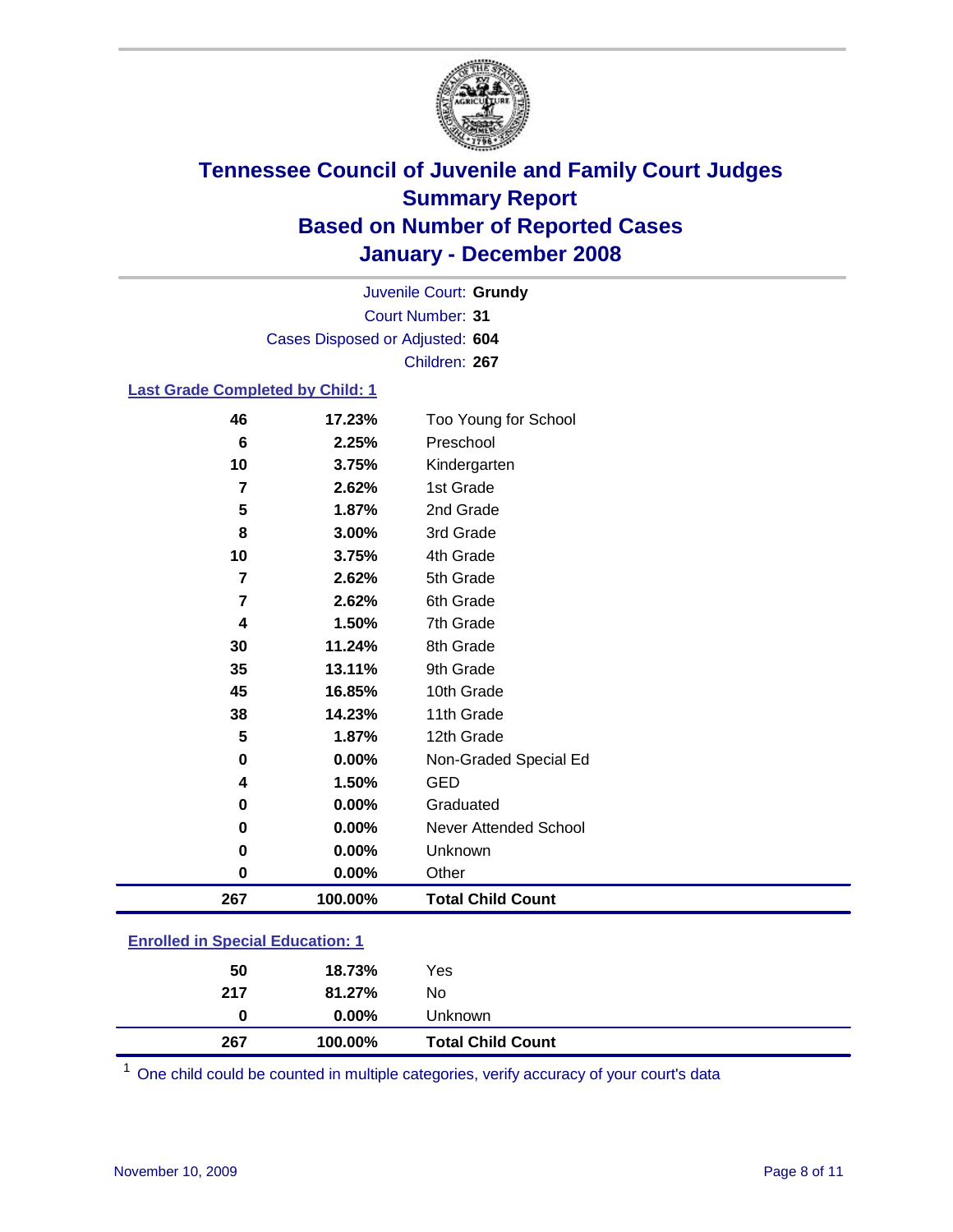# Tennessee Council of Juvenile and Family Court Judges
## Summary Report
## Based on Number of Reported Cases
## January - December 2008

Juvenile Court: **Grundy**
Court Number: **31**
Cases Disposed or Adjusted: **604**
Children: **267**

### Last Grade Completed by Child: 1

| Count | Percent | Category |
|---|---|---|
| 46 | 17.23% | Too Young for School |
| 6 | 2.25% | Preschool |
| 10 | 3.75% | Kindergarten |
| 7 | 2.62% | 1st Grade |
| 5 | 1.87% | 2nd Grade |
| 8 | 3.00% | 3rd Grade |
| 10 | 3.75% | 4th Grade |
| 7 | 2.62% | 5th Grade |
| 7 | 2.62% | 6th Grade |
| 4 | 1.50% | 7th Grade |
| 30 | 11.24% | 8th Grade |
| 35 | 13.11% | 9th Grade |
| 45 | 16.85% | 10th Grade |
| 38 | 14.23% | 11th Grade |
| 5 | 1.87% | 12th Grade |
| 0 | 0.00% | Non-Graded Special Ed |
| 4 | 1.50% | GED |
| 0 | 0.00% | Graduated |
| 0 | 0.00% | Never Attended School |
| 0 | 0.00% | Unknown |
| 0 | 0.00% | Other |
| **267** | **100.00%** | **Total Child Count** |

### Enrolled in Special Education: 1

| Count | Percent | Category |
|---|---|---|
| 50 | 18.73% | Yes |
| 217 | 81.27% | No |
| 0 | 0.00% | Unknown |
| **267** | **100.00%** | **Total Child Count** |

[1] One child could be counted in multiple categories, verify accuracy of your court's data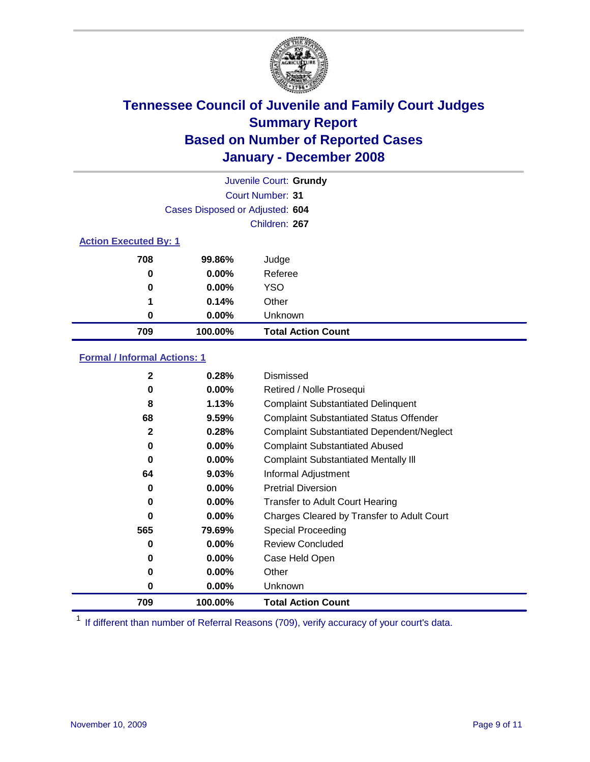# Tennessee Council of Juvenile and Family Court Judges
## Summary Report
## Based on Number of Reported Cases
## January - December 2008

Juvenile Court: **Grundy**

Court Number: **31**

Cases Disposed or Adjusted: **604**

Children: **267**

### Action Executed By: 1

| | | |
|---|---|---|
| 708 | 99.86% | Judge |
| 0 | 0.00% | Referee |
| 0 | 0.00% | YSO |
| 1 | 0.14% | Other |
| 0 | 0.00% | Unknown |
| **709** | **100.00%** | **Total Action Count** |

### Formal / Informal Actions: 1

| | | |
|---|---|---|
| 2 | 0.28% | Dismissed |
| 0 | 0.00% | Retired / Nolle Prosequi |
| 8 | 1.13% | Complaint Substantiated Delinquent |
| 68 | 9.59% | Complaint Substantiated Status Offender |
| 2 | 0.28% | Complaint Substantiated Dependent/Neglect |
| 0 | 0.00% | Complaint Substantiated Abused |
| 0 | 0.00% | Complaint Substantiated Mentally Ill |
| 64 | 9.03% | Informal Adjustment |
| 0 | 0.00% | Pretrial Diversion |
| 0 | 0.00% | Transfer to Adult Court Hearing |
| 0 | 0.00% | Charges Cleared by Transfer to Adult Court |
| 565 | 79.69% | Special Proceeding |
| 0 | 0.00% | Review Concluded |
| 0 | 0.00% | Case Held Open |
| 0 | 0.00% | Other |
| 0 | 0.00% | Unknown |
| **709** | **100.00%** | **Total Action Count** |

[1] If different than number of Referral Reasons (709), verify accuracy of your court's data.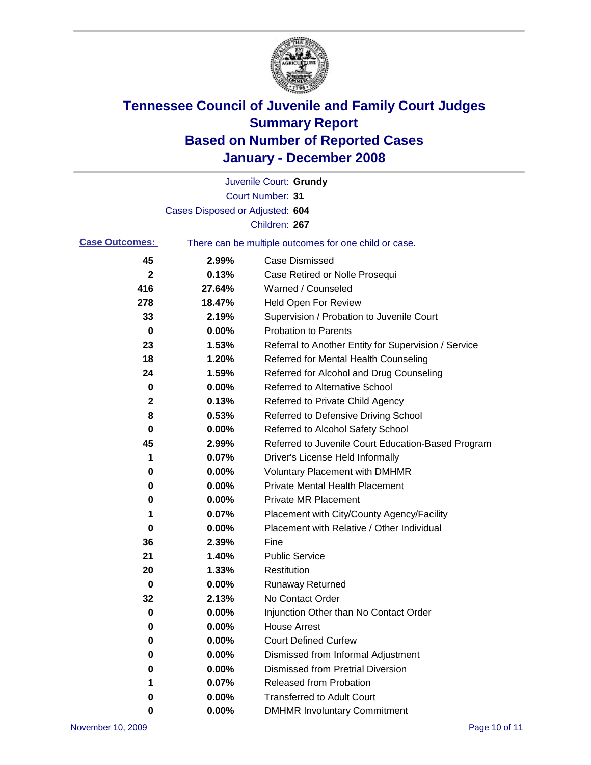# Tennessee Council of Juvenile and Family Court Judges
# Summary Report
# Based on Number of Reported Cases
# January - December 2008

Juvenile Court: **Grundy**

Court Number: **31**

Cases Disposed or Adjusted: **604**

Children: **267**

**Case Outcomes:** There can be multiple outcomes for one child or case.

| | | |
|---|---|---|
| 45 | 2.99% | Case Dismissed |
| 2 | 0.13% | Case Retired or Nolle Prosequi |
| 416 | 27.64% | Warned / Counseled |
| 278 | 18.47% | Held Open For Review |
| 33 | 2.19% | Supervision / Probation to Juvenile Court |
| 0 | 0.00% | Probation to Parents |
| 23 | 1.53% | Referral to Another Entity for Supervision / Service |
| 18 | 1.20% | Referred for Mental Health Counseling |
| 24 | 1.59% | Referred for Alcohol and Drug Counseling |
| 0 | 0.00% | Referred to Alternative School |
| 2 | 0.13% | Referred to Private Child Agency |
| 8 | 0.53% | Referred to Defensive Driving School |
| 0 | 0.00% | Referred to Alcohol Safety School |
| 45 | 2.99% | Referred to Juvenile Court Education-Based Program |
| 1 | 0.07% | Driver's License Held Informally |
| 0 | 0.00% | Voluntary Placement with DMHMR |
| 0 | 0.00% | Private Mental Health Placement |
| 0 | 0.00% | Private MR Placement |
| 1 | 0.07% | Placement with City/County Agency/Facility |
| 0 | 0.00% | Placement with Relative / Other Individual |
| 36 | 2.39% | Fine |
| 21 | 1.40% | Public Service |
| 20 | 1.33% | Restitution |
| 0 | 0.00% | Runaway Returned |
| 32 | 2.13% | No Contact Order |
| 0 | 0.00% | Injunction Other than No Contact Order |
| 0 | 0.00% | House Arrest |
| 0 | 0.00% | Court Defined Curfew |
| 0 | 0.00% | Dismissed from Informal Adjustment |
| 0 | 0.00% | Dismissed from Pretrial Diversion |
| 1 | 0.07% | Released from Probation |
| 0 | 0.00% | Transferred to Adult Court |
| 0 | 0.00% | DMHMR Involuntary Commitment |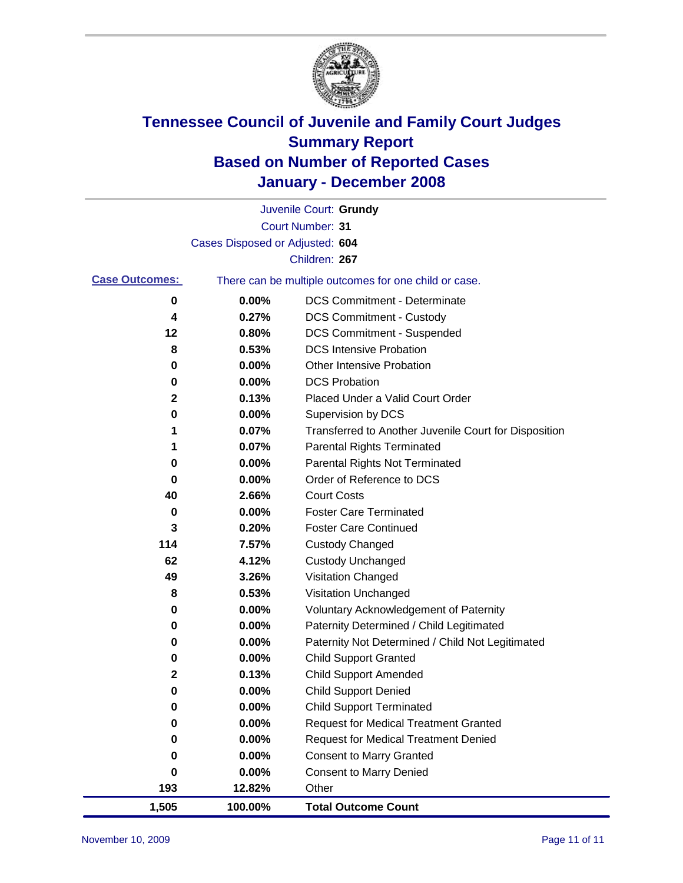# Tennessee Council of Juvenile and Family Court Judges
# Summary Report
# Based on Number of Reported Cases
# January - December 2008

Juvenile Court: **Grundy**

Court Number: **31**

Cases Disposed or Adjusted: **604**

Children: **267**

**Case Outcomes:** There can be multiple outcomes for one child or case.

| | | |
|---|---|---|
| 0 | 0.00% | DCS Commitment - Determinate |
| 4 | 0.27% | DCS Commitment - Custody |
| 12 | 0.80% | DCS Commitment - Suspended |
| 8 | 0.53% | DCS Intensive Probation |
| 0 | 0.00% | Other Intensive Probation |
| 0 | 0.00% | DCS Probation |
| 2 | 0.13% | Placed Under a Valid Court Order |
| 0 | 0.00% | Supervision by DCS |
| 1 | 0.07% | Transferred to Another Juvenile Court for Disposition |
| 1 | 0.07% | Parental Rights Terminated |
| 0 | 0.00% | Parental Rights Not Terminated |
| 0 | 0.00% | Order of Reference to DCS |
| 40 | 2.66% | Court Costs |
| 0 | 0.00% | Foster Care Terminated |
| 3 | 0.20% | Foster Care Continued |
| 114 | 7.57% | Custody Changed |
| 62 | 4.12% | Custody Unchanged |
| 49 | 3.26% | Visitation Changed |
| 8 | 0.53% | Visitation Unchanged |
| 0 | 0.00% | Voluntary Acknowledgement of Paternity |
| 0 | 0.00% | Paternity Determined / Child Legitimated |
| 0 | 0.00% | Paternity Not Determined / Child Not Legitimated |
| 0 | 0.00% | Child Support Granted |
| 2 | 0.13% | Child Support Amended |
| 0 | 0.00% | Child Support Denied |
| 0 | 0.00% | Child Support Terminated |
| 0 | 0.00% | Request for Medical Treatment Granted |
| 0 | 0.00% | Request for Medical Treatment Denied |
| 0 | 0.00% | Consent to Marry Granted |
| 0 | 0.00% | Consent to Marry Denied |
| 193 | 12.82% | Other |
| **1,505** | **100.00%** | **Total Outcome Count** |